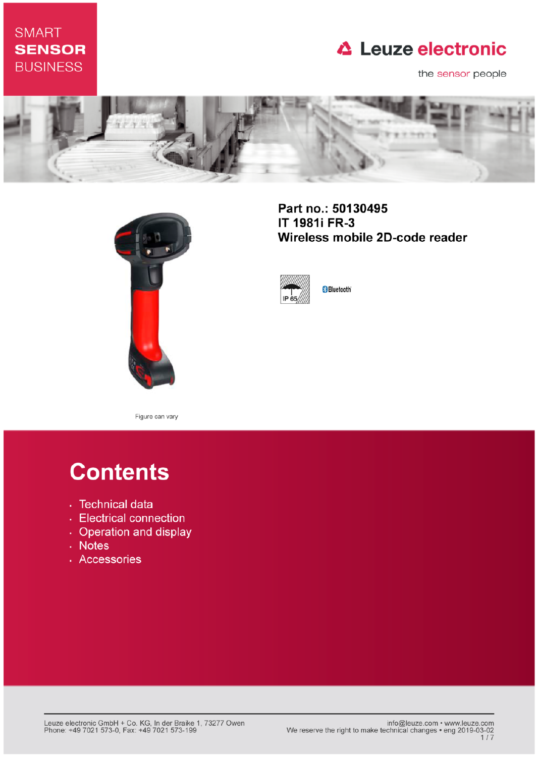SMART **SENSOR** BUSINESS

Leuze electronic

the sensor people

**Part no.: 50130495**
**IT 1981i FR-3**
**Wireless mobile 2D-code reader**

IP 65

Bluetooth

Figure can vary

# Contents

- Technical data
- Electrical connection
- Operation and display
- Notes
- Accessories

Leuze electronic GmbH + Co. KG, In der Braike 1, 73277 Owen
Phone: +49 7021 573-0, Fax: +49 7021 573-199

info@leuze.com • www.leuze.com
We reserve the right to make technical changes • eng 2019-03-02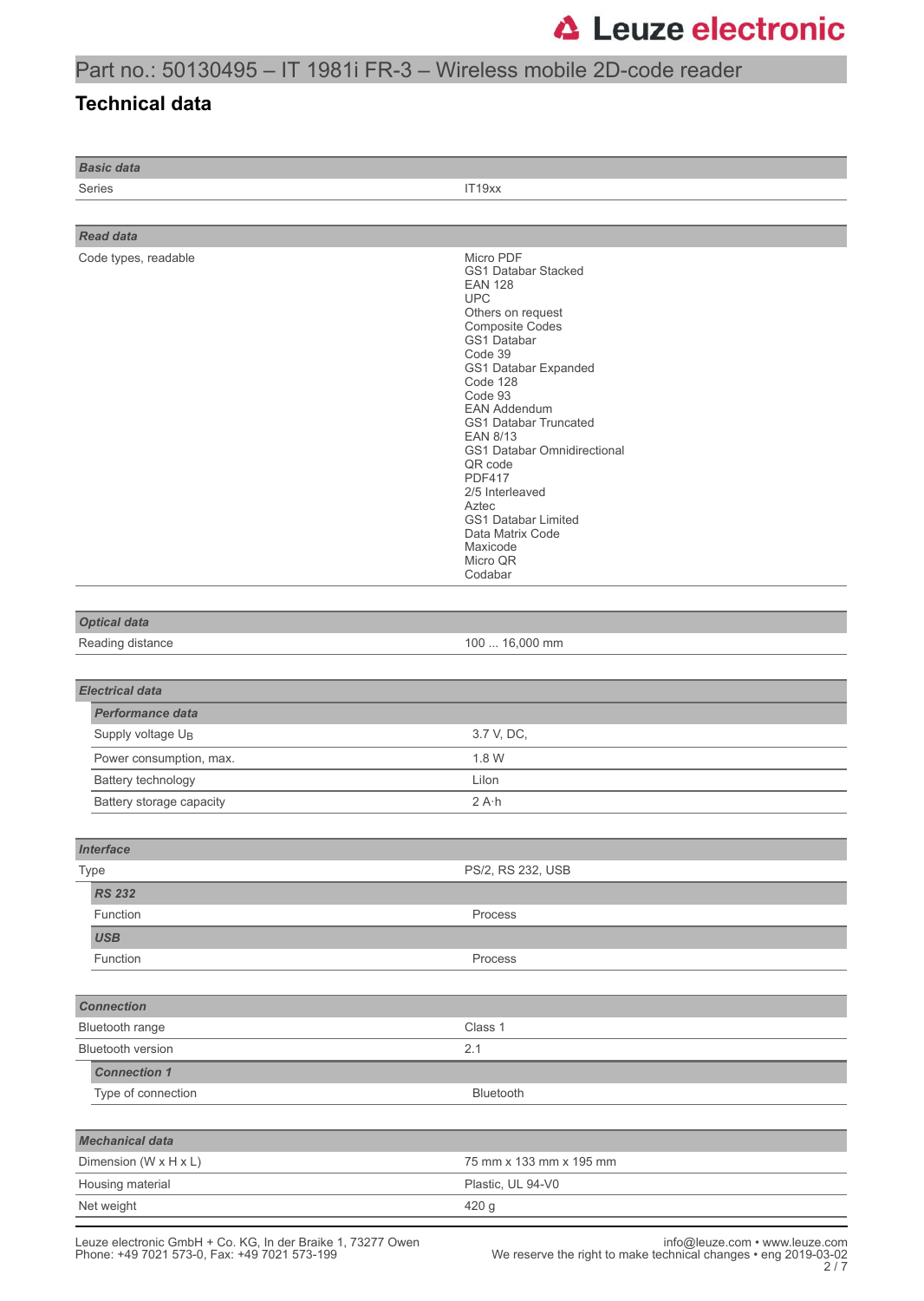# Part no.: 50130495 – IT 1981i FR-3 – Wireless mobile 2D-code reader

## Technical data

| **Basic data** | |
|---|---|
| Series | IT19xx |

| **Read data** | |
|---|---|
| Code types, readable | Micro PDF<br>GS1 Databar Stacked<br>EAN 128<br>UPC<br>Others on request<br>Composite Codes<br>GS1 Databar<br>Code 39<br>GS1 Databar Expanded<br>Code 128<br>Code 93<br>EAN Addendum<br>GS1 Databar Truncated<br>EAN 8/13<br>GS1 Databar Omnidirectional<br>QR code<br>PDF417<br>2/5 Interleaved<br>Aztec<br>GS1 Databar Limited<br>Data Matrix Code<br>Maxicode<br>Micro QR<br>Codabar |

| **Optical data** | |
|---|---|
| Reading distance | 100 ... 16,000 mm |

| **Electrical data** | |
|---|---|
| ***Performance data*** | |
| Supply voltage $U_B$ | 3.7 V, DC, |
| Power consumption, max. | 1.8 W |
| Battery technology | LiIon |
| Battery storage capacity | 2 A·h |

| **Interface** | |
|---|---|
| Type | PS/2, RS 232, USB |
| ***RS 232*** | |
| Function | Process |
| ***USB*** | |
| Function | Process |

| **Connection** | |
|---|---|
| Bluetooth range | Class 1 |
| Bluetooth version | 2.1 |
| ***Connection 1*** | |
| Type of connection | Bluetooth |

| **Mechanical data** | |
|---|---|
| Dimension (W x H x L) | 75 mm x 133 mm x 195 mm |
| Housing material | Plastic, UL 94-V0 |
| Net weight | 420 g |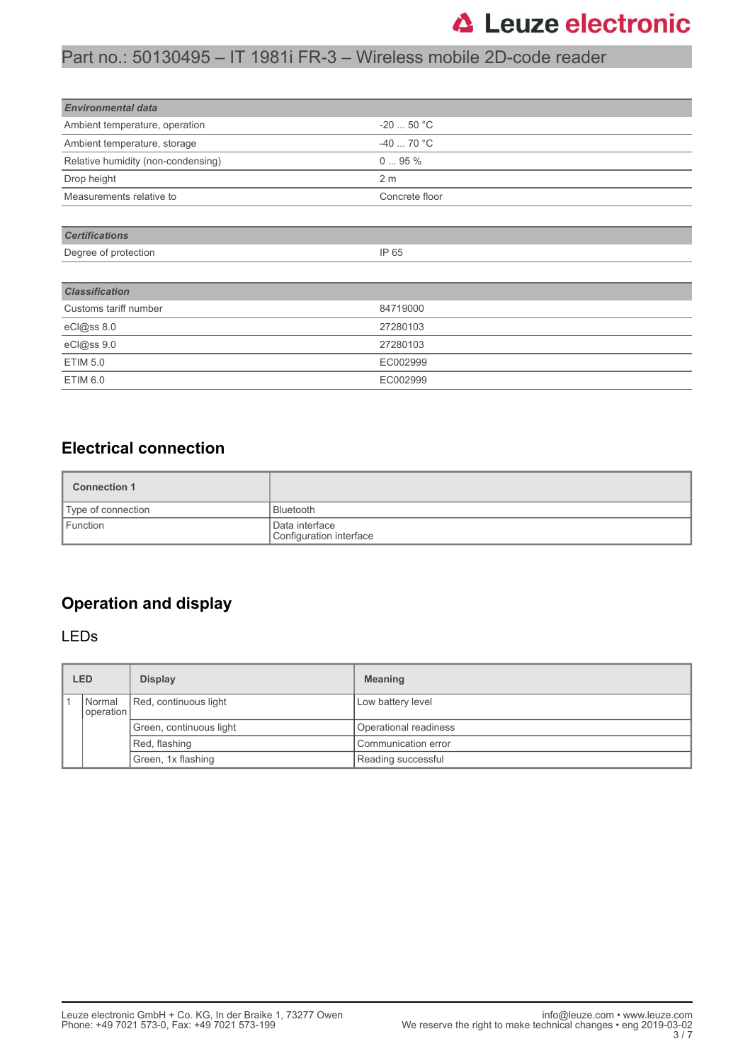| *Environmental data* | |
|---|---|
| Ambient temperature, operation | -20 ... 50 °C |
| Ambient temperature, storage | -40 ... 70 °C |
| Relative humidity (non-condensing) | 0 ... 95 % |
| Drop height | 2 m |
| Measurements relative to | Concrete floor |

| *Certifications* | |
|---|---|
| Degree of protection | IP 65 |

| *Classification* | |
|---|---|
| Customs tariff number | 84719000 |
| eCl@ss 8.0 | 27280103 |
| eCl@ss 9.0 | 27280103 |
| ETIM 5.0 | EC002999 |
| ETIM 6.0 | EC002999 |

## Electrical connection

| **Connection 1** | |
|---|---|
| Type of connection | Bluetooth |
| Function | Data interface<br>Configuration interface |

## Operation and display

### LEDs

| LED | | Display | Meaning |
|---|---|---|---|
| 1 | Normal operation | Red, continuous light | Low battery level |
| | | Green, continuous light | Operational readiness |
| | | Red, flashing | Communication error |
| | | Green, 1x flashing | Reading successful |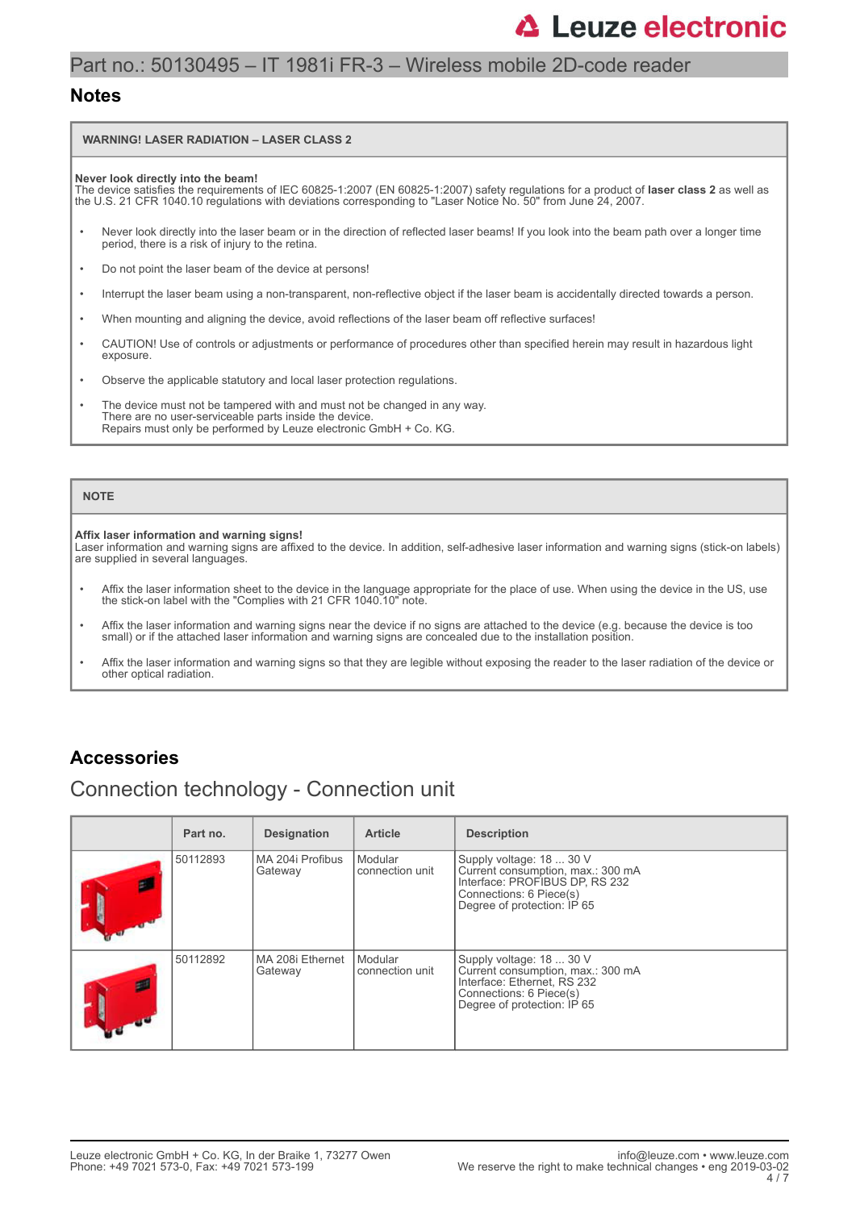## Notes

| WARNING! LASER RADIATION – LASER CLASS 2 |
|---|

**Never look directly into the beam!**
The device satisfies the requirements of IEC 60825-1:2007 (EN 60825-1:2007) safety regulations for a product of **laser class 2** as well as the U.S. 21 CFR 1040.10 regulations with deviations corresponding to "Laser Notice No. 50" from June 24, 2007.

- Never look directly into the laser beam or in the direction of reflected laser beams! If you look into the beam path over a longer time period, there is a risk of injury to the retina.
- Do not point the laser beam of the device at persons!
- Interrupt the laser beam using a non-transparent, non-reflective object if the laser beam is accidentally directed towards a person.
- When mounting and aligning the device, avoid reflections of the laser beam off reflective surfaces!
- CAUTION! Use of controls or adjustments or performance of procedures other than specified herein may result in hazardous light exposure.
- Observe the applicable statutory and local laser protection regulations.
- The device must not be tampered with and must not be changed in any way.
  There are no user-serviceable parts inside the device.
  Repairs must only be performed by Leuze electronic GmbH + Co. KG.

| NOTE |
|---|

**Affix laser information and warning signs!**
Laser information and warning signs are affixed to the device. In addition, self-adhesive laser information and warning signs (stick-on labels) are supplied in several languages.

- Affix the laser information sheet to the device in the language appropriate for the place of use. When using the device in the US, use the stick-on label with the "Complies with 21 CFR 1040.10" note.
- Affix the laser information and warning signs near the device if no signs are attached to the device (e.g. because the device is too small) or if the attached laser information and warning signs are concealed due to the installation position.
- Affix the laser information and warning signs so that they are legible without exposing the reader to the laser radiation of the device or other optical radiation.

## Accessories

### Connection technology - Connection unit

| | Part no. | Designation | Article | Description |
|---|---|---|---|---|
| | 50112893 | MA 204i Profibus Gateway | Modular connection unit | Supply voltage: 18 ... 30 V<br>Current consumption, max.: 300 mA<br>Interface: PROFIBUS DP, RS 232<br>Connections: 6 Piece(s)<br>Degree of protection: IP 65 |
| | 50112892 | MA 208i Ethernet Gateway | Modular connection unit | Supply voltage: 18 ... 30 V<br>Current consumption, max.: 300 mA<br>Interface: Ethernet, RS 232<br>Connections: 6 Piece(s)<br>Degree of protection: IP 65 |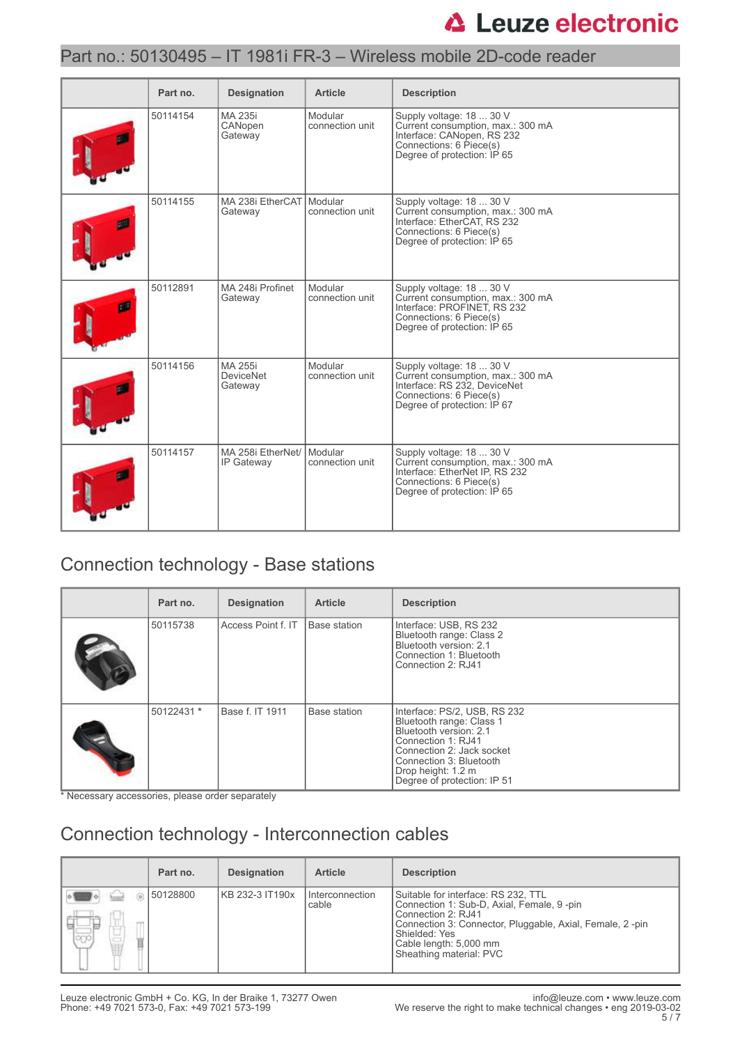| | Part no. | Designation | Article | Description |
|---|---|---|---|---|
| | 50114154 | MA 235i CANopen Gateway | Modular connection unit | Supply voltage: 18 ... 30 V<br>Current consumption, max.: 300 mA<br>Interface: CANopen, RS 232<br>Connections: 6 Piece(s)<br>Degree of protection: IP 65 |
| | 50114155 | MA 238i EtherCAT Gateway | Modular connection unit | Supply voltage: 18 ... 30 V<br>Current consumption, max.: 300 mA<br>Interface: EtherCAT, RS 232<br>Connections: 6 Piece(s)<br>Degree of protection: IP 65 |
| | 50112891 | MA 248i Profinet Gateway | Modular connection unit | Supply voltage: 18 ... 30 V<br>Current consumption, max.: 300 mA<br>Interface: PROFINET, RS 232<br>Connections: 6 Piece(s)<br>Degree of protection: IP 65 |
| | 50114156 | MA 255i DeviceNet Gateway | Modular connection unit | Supply voltage: 18 ... 30 V<br>Current consumption, max.: 300 mA<br>Interface: RS 232, DeviceNet<br>Connections: 6 Piece(s)<br>Degree of protection: IP 67 |
| | 50114157 | MA 258i EtherNet/IP Gateway | Modular connection unit | Supply voltage: 18 ... 30 V<br>Current consumption, max.: 300 mA<br>Interface: EtherNet IP, RS 232<br>Connections: 6 Piece(s)<br>Degree of protection: IP 65 |

## Connection technology - Base stations

| | Part no. | Designation | Article | Description |
|---|---|---|---|---|
| | 50115738 | Access Point f. IT | Base station | Interface: USB, RS 232<br>Bluetooth range: Class 2<br>Bluetooth version: 2.1<br>Connection 1: Bluetooth<br>Connection 2: RJ41 |
| | 50122431 * | Base f. IT 1911 | Base station | Interface: PS/2, USB, RS 232<br>Bluetooth range: Class 1<br>Bluetooth version: 2.1<br>Connection 1: RJ41<br>Connection 2: Jack socket<br>Connection 3: Bluetooth<br>Drop height: 1.2 m<br>Degree of protection: IP 51 |

* Necessary accessories, please order separately

## Connection technology - Interconnection cables

| | Part no. | Designation | Article | Description |
|---|---|---|---|---|
| | 50128800 | KB 232-3 IT190x | Interconnection cable | Suitable for interface: RS 232, TTL<br>Connection 1: Sub-D, Axial, Female, 9 -pin<br>Connection 2: RJ41<br>Connection 3: Connector, Pluggable, Axial, Female, 2 -pin<br>Shielded: Yes<br>Cable length: 5,000 mm<br>Sheathing material: PVC |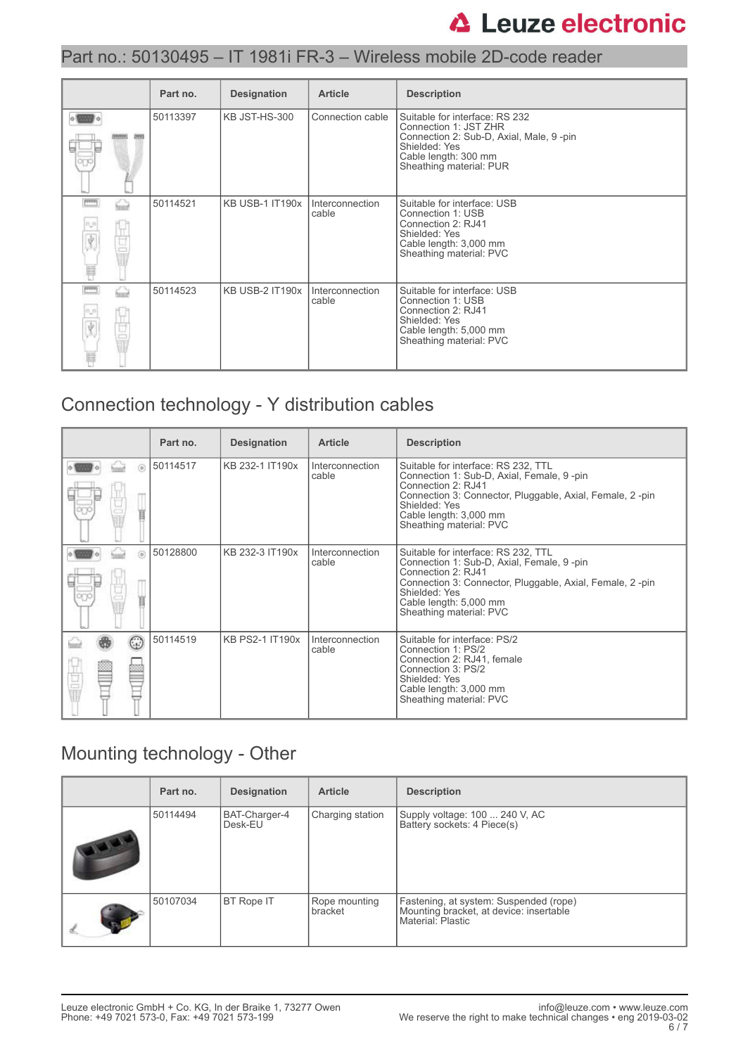| | Part no. | Designation | Article | Description |
|---|---|---|---|---|
| | 50113397 | KB JST-HS-300 | Connection cable | Suitable for interface: RS 232<br>Connection 1: JST ZHR<br>Connection 2: Sub-D, Axial, Male, 9 -pin<br>Shielded: Yes<br>Cable length: 300 mm<br>Sheathing material: PUR |
| | 50114521 | KB USB-1 IT190x | Interconnection cable | Suitable for interface: USB<br>Connection 1: USB<br>Connection 2: RJ41<br>Shielded: Yes<br>Cable length: 3,000 mm<br>Sheathing material: PVC |
| | 50114523 | KB USB-2 IT190x | Interconnection cable | Suitable for interface: USB<br>Connection 1: USB<br>Connection 2: RJ41<br>Shielded: Yes<br>Cable length: 5,000 mm<br>Sheathing material: PVC |

## Connection technology - Y distribution cables

| | Part no. | Designation | Article | Description |
|---|---|---|---|---|
| | 50114517 | KB 232-1 IT190x | Interconnection cable | Suitable for interface: RS 232, TTL<br>Connection 1: Sub-D, Axial, Female, 9 -pin<br>Connection 2: RJ41<br>Connection 3: Connector, Pluggable, Axial, Female, 2 -pin<br>Shielded: Yes<br>Cable length: 3,000 mm<br>Sheathing material: PVC |
| | 50128800 | KB 232-3 IT190x | Interconnection cable | Suitable for interface: RS 232, TTL<br>Connection 1: Sub-D, Axial, Female, 9 -pin<br>Connection 2: RJ41<br>Connection 3: Connector, Pluggable, Axial, Female, 2 -pin<br>Shielded: Yes<br>Cable length: 5,000 mm<br>Sheathing material: PVC |
| | 50114519 | KB PS2-1 IT190x | Interconnection cable | Suitable for interface: PS/2<br>Connection 1: PS/2<br>Connection 2: RJ41, female<br>Connection 3: PS/2<br>Shielded: Yes<br>Cable length: 3,000 mm<br>Sheathing material: PVC |

## Mounting technology - Other

| | Part no. | Designation | Article | Description |
|---|---|---|---|---|
| | 50114494 | BAT-Charger-4 Desk-EU | Charging station | Supply voltage: 100 ... 240 V, AC<br>Battery sockets: 4 Piece(s) |
| | 50107034 | BT Rope IT | Rope mounting bracket | Fastening, at system: Suspended (rope)<br>Mounting bracket, at device: insertable<br>Material: Plastic |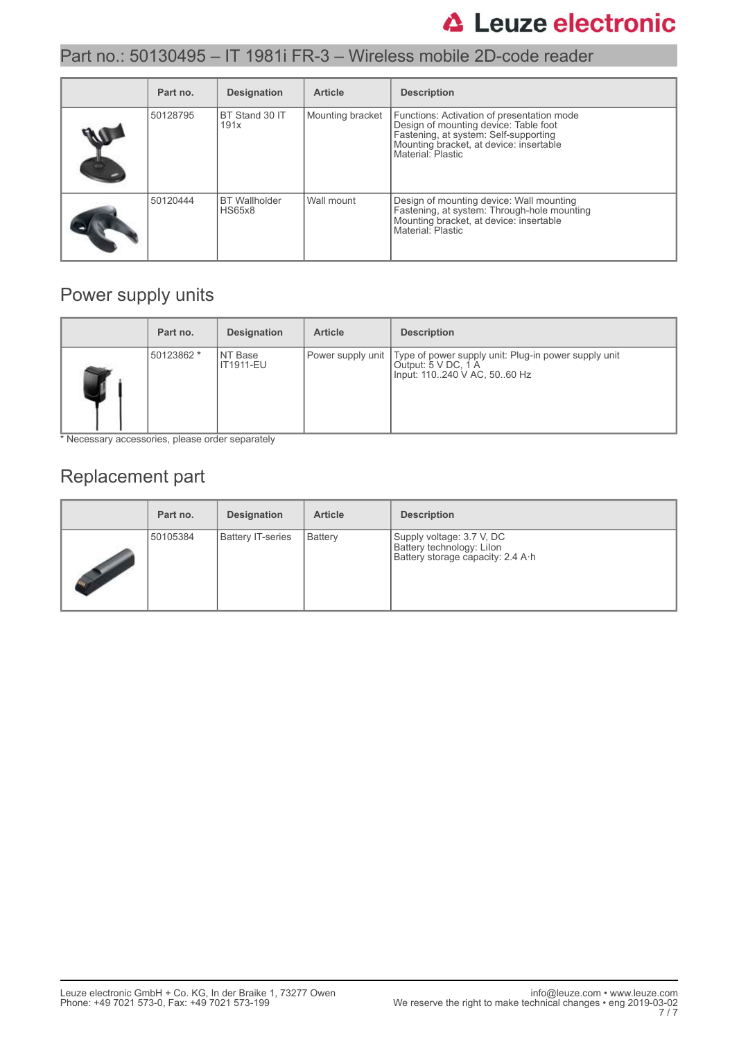Part no.: 50130495 – IT 1981i FR-3 – Wireless mobile 2D-code reader

| | Part no. | Designation | Article | Description |
|---|---|---|---|---|
| | 50128795 | BT Stand 30 IT 191x | Mounting bracket | Functions: Activation of presentation mode<br>Design of mounting device: Table foot<br>Fastening, at system: Self-supporting<br>Mounting bracket, at device: insertable<br>Material: Plastic |
| | 50120444 | BT Wallholder HS65x8 | Wall mount | Design of mounting device: Wall mounting<br>Fastening, at system: Through-hole mounting<br>Mounting bracket, at device: insertable<br>Material: Plastic |

## Power supply units

| | Part no. | Designation | Article | Description |
|---|---|---|---|---|
| | 50123862 * | NT Base IT1911-EU | Power supply unit | Type of power supply unit: Plug-in power supply unit<br>Output: 5 V DC, 1 A<br>Input: 110..240 V AC, 50..60 Hz |

* Necessary accessories, please order separately

## Replacement part

| | Part no. | Designation | Article | Description |
|---|---|---|---|---|
| | 50105384 | Battery IT-series | Battery | Supply voltage: 3.7 V, DC<br>Battery technology: LiIon<br>Battery storage capacity: 2.4 A·h |

Leuze electronic GmbH + Co. KG, In der Braike 1, 73277 Owen
Phone: +49 7021 573-0, Fax: +49 7021 573-199

info@leuze.com • www.leuze.com
We reserve the right to make technical changes • eng 2019-03-02